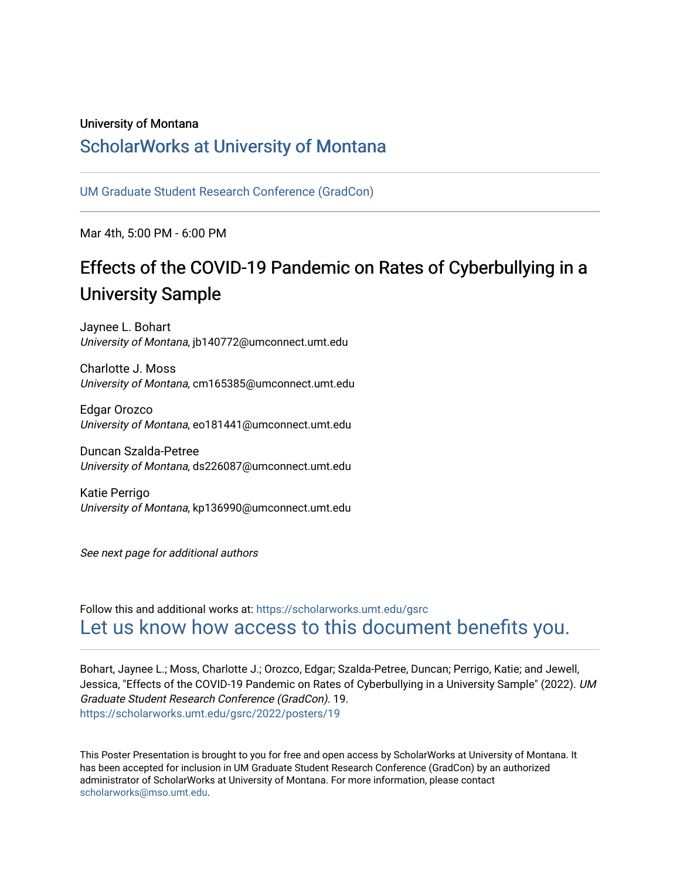University of Montana

# ScholarWorks at University of Montana

UM Graduate Student Research Conference (GradCon)

Mar 4th, 5:00 PM - 6:00 PM

## Effects of the COVID-19 Pandemic on Rates of Cyberbullying in a University Sample

Jaynee L. Bohart
*University of Montana*, jb140772@umconnect.umt.edu

Charlotte J. Moss
*University of Montana*, cm165385@umconnect.umt.edu

Edgar Orozco
*University of Montana*, eo181441@umconnect.umt.edu

Duncan Szalda-Petree
*University of Montana*, ds226087@umconnect.umt.edu

Katie Perrigo
*University of Montana*, kp136990@umconnect.umt.edu

*See next page for additional authors*

Follow this and additional works at: https://scholarworks.umt.edu/gsrc

Let us know how access to this document benefits you.

Bohart, Jaynee L.; Moss, Charlotte J.; Orozco, Edgar; Szalda-Petree, Duncan; Perrigo, Katie; and Jewell, Jessica, "Effects of the COVID-19 Pandemic on Rates of Cyberbullying in a University Sample" (2022). *UM Graduate Student Research Conference (GradCon).* 19.
https://scholarworks.umt.edu/gsrc/2022/posters/19

This Poster Presentation is brought to you for free and open access by ScholarWorks at University of Montana. It has been accepted for inclusion in UM Graduate Student Research Conference (GradCon) by an authorized administrator of ScholarWorks at University of Montana. For more information, please contact scholarworks@mso.umt.edu.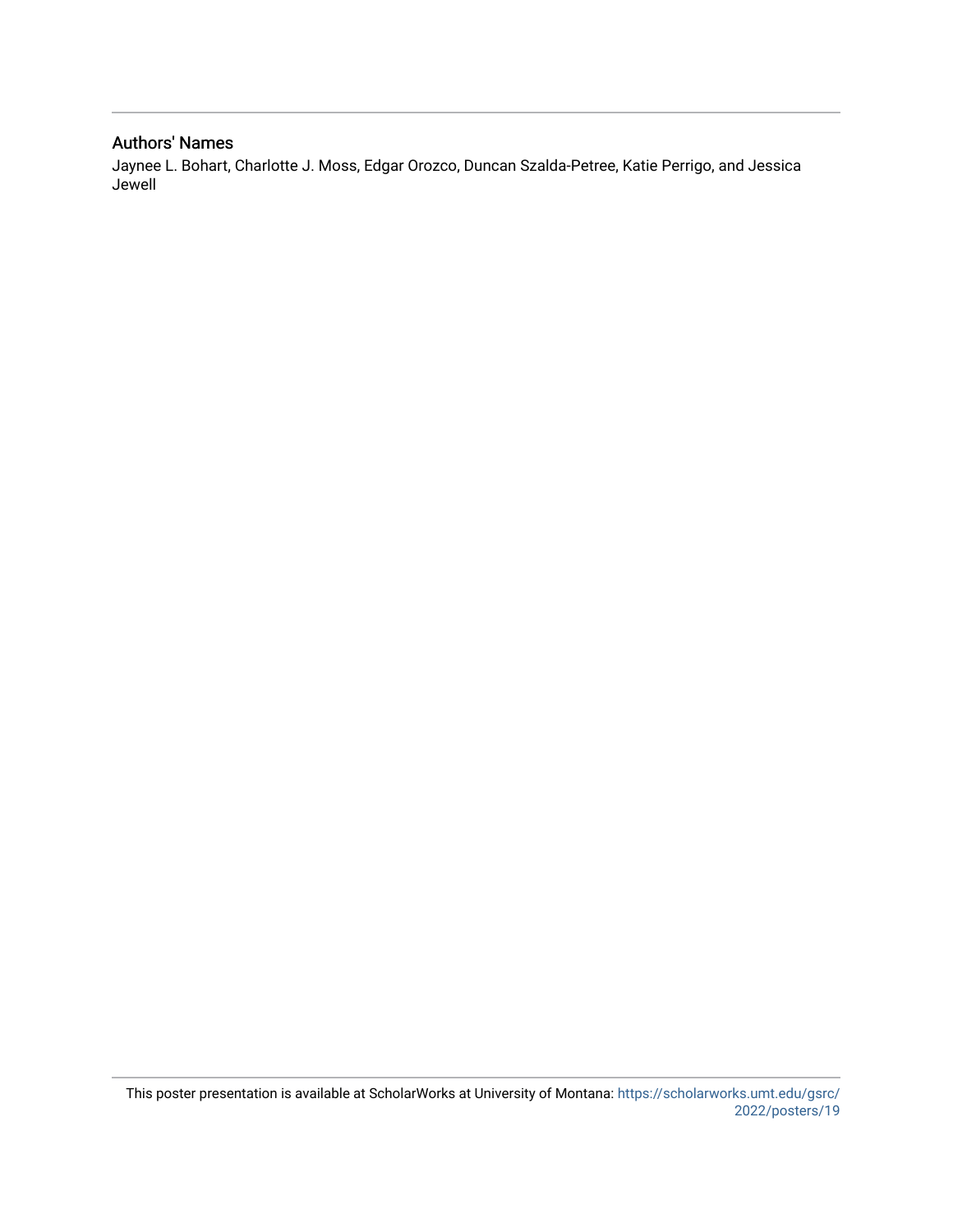## Authors' Names

Jaynee L. Bohart, Charlotte J. Moss, Edgar Orozco, Duncan Szalda-Petree, Katie Perrigo, and Jessica Jewell

This poster presentation is available at ScholarWorks at University of Montana: https://scholarworks.umt.edu/gsrc/2022/posters/19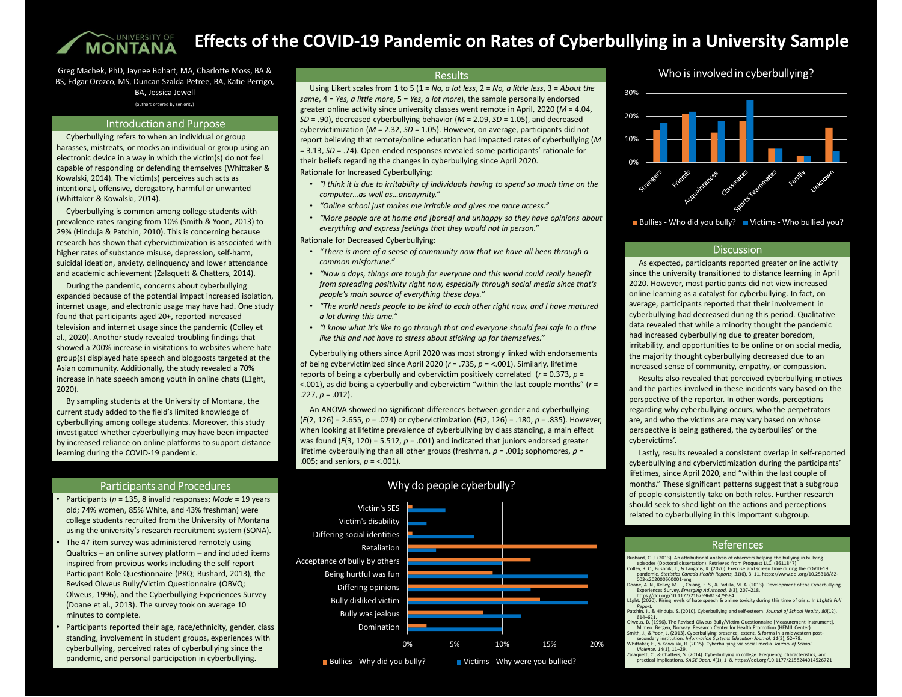# Effects of the COVID-19 Pandemic on Rates of Cyberbullying in a University Sample

UNIVERSITY OF MONTANA

Greg Machek, PhD, Jaynee Bohart, MA, Charlotte Moss, BA & BS, Edgar Orozco, MS, Duncan Szalda-Petree, BA, Katie Perrigo, BA, Jessica Jewell

(authors ordered by seniority)

## Introduction and Purpose

Cyberbullying refers to when an individual or group harasses, mistreats, or mocks an individual or group using an electronic device in a way in which the victim(s) do not feel capable of responding or defending themselves (Whittaker & Kowalski, 2014). The victim(s) perceives such acts as intentional, offensive, derogatory, harmful or unwanted (Whittaker & Kowalski, 2014).

Cyberbullying is common among college students with prevalence rates ranging from 10% (Smith & Yoon, 2013) to 29% (Hinduja & Patchin, 2010). This is concerning because research has shown that cybervictimization is associated with higher rates of substance misuse, depression, self-harm, suicidal ideation, anxiety, delinquency and lower attendance and academic achievement (Zalaquett & Chatters, 2014).

During the pandemic, concerns about cyberbullying expanded because of the potential impact increased isolation, internet usage, and electronic usage may have had. One study found that participants aged 20+, reported increased television and internet usage since the pandemic (Colley et al., 2020). Another study revealed troubling findings that showed a 200% increase in visitations to websites where hate group(s) displayed hate speech and blogposts targeted at the Asian community. Additionally, the study revealed a 70% increase in hate speech among youth in online chats (L1ght, 2020).

By sampling students at the University of Montana, the current study added to the field's limited knowledge of cyberbullying among college students. Moreover, this study investigated whether cyberbullying may have been impacted by increased reliance on online platforms to support distance learning during the COVID-19 pandemic.

## Participants and Procedures

- Participants ($n$ = 135, 8 invalid responses; *Mode* = 19 years old; 74% women, 85% White, and 43% freshman) were college students recruited from the University of Montana using the university's research recruitment system (SONA).
- The 47-item survey was administered remotely using Qualtrics – an online survey platform – and included items inspired from previous works including the self-report Participant Role Questionnaire (PRQ; Bushard, 2013), the Revised Olweus Bully/Victim Questionnaire (OBVQ; Olweus, 1996), and the Cyberbullying Experiences Survey (Doane et al., 2013). The survey took on average 10 minutes to complete.
- Participants reported their age, race/ethnicity, gender, class standing, involvement in student groups, experiences with cyberbullying, perceived rates of cyberbullying since the pandemic, and personal participation in cyberbullying.

## Results

Using Likert scales from 1 to 5 (1 = *No, a lot less*, 2 = *No, a little less*, 3 = *About the same*, 4 = *Yes, a little more*, 5 = *Yes, a lot more*), the sample personally endorsed greater online activity since university classes went remote in April, 2020 ($M$ = 4.04, $SD$ = .90), decreased cyberbullying behavior ($M$ = 2.09, $SD$ = 1.05), and decreased cybervictimization ($M$ = 2.32, $SD$ = 1.05). However, on average, participants did not report believing that remote/online education had impacted rates of cyberbullying ($M$ = 3.13, $SD$ = .74). Open-ended responses revealed some participants' rationale for their beliefs regarding the changes in cyberbullying since April 2020.

Rationale for Increased Cyberbullying:

- *"I think it is due to irritability of individuals having to spend so much time on the computer…as well as…anonymity."*
- *"Online school just makes me irritable and gives me more access."*
- *"More people are at home and [bored] and unhappy so they have opinions about everything and express feelings that they would not in person."*

Rationale for Decreased Cyberbullying:

- *"There is more of a sense of community now that we have all been through a common misfortune."*
- *"Now a days, things are tough for everyone and this world could really benefit from spreading positivity right now, especially through social media since that's people's main source of everything these days."*
- *"The world needs people to be kind to each other right now, and I have matured a lot during this time."*
- *"I know what it's like to go through that and everyone should feel safe in a time like this and not have to stress about sticking up for themselves."*

Cyberbullying others since April 2020 was most strongly linked with endorsements of being cybervictimized since April 2020 ($r$ = .735, $p$ = <.001). Similarly, lifetime reports of being a cyberbully and cybervictim positively correlated ($r$ = 0.373, $p$ = <.001), as did being a cyberbully and cybervictim "within the last couple months" ($r$ = .227, $p$ = .012).

An ANOVA showed no significant differences between gender and cyberbullying ($F$(2, 126) = 2.655, $p$ = .074) or cybervictimization ($F$(2, 126) = .180, $p$ = .835). However, when looking at lifetime prevalence of cyberbullying by class standing, a main effect was found ($F$(3, 120) = 5.512, $p$ = .001) and indicated that juniors endorsed greater lifetime cyberbullying than all other groups (freshman, $p$ = .001; sophomores, $p$ = .005; and seniors, $p$ = <.001).

### Why do people cyberbully?

Victim's SES
Victim's disability
Differing social identities
Retaliation
Acceptance of bully by others
Being hurtful was fun
Differing opinions
Bully disliked victim
Bully was jealous
Domination

0% 5% 10% 15% 20%

Bullies - Why did you bully? | Victims - Why were you bullied?

### Who is involved in cyberbullying?

30%
20%
10%
0%

Strangers, Friends, Acquaintances, Classmates, Sports Teammates, Family, Unknown

Bullies - Who did you bully? | Victims - Who bullied you?

## Discussion

As expected, participants reported greater online activity since the university transitioned to distance learning in April 2020. However, most participants did not view increased online learning as a catalyst for cyberbullying. In fact, on average, participants reported that their involvement in cyberbullying had decreased during this period. Qualitative data revealed that while a minority thought the pandemic had increased cyberbullying due to greater boredom, irritability, and opportunities to be online or on social media, the majority thought cyberbullying decreased due to an increased sense of community, empathy, or compassion.

Results also revealed that perceived cyberbullying motives and the parties involved in these incidents vary based on the perspective of the reporter. In other words, perceptions regarding why cyberbullying occurs, who the perpetrators are, and who the victims are may vary based on whose perspective is being gathered, the cyberbullies' or the cybervictims'.

Lastly, results revealed a consistent overlap in self-reported cyberbullying and cybervictimization during the participants' lifetimes, since April 2020, and "within the last couple of months." These significant patterns suggest that a subgroup of people consistently take on both roles. Further research should seek to shed light on the actions and perceptions related to cyberbullying in this important subgroup.

## References

Bushard, C. J. (2013). An attributional analysis of observers helping the bullying in bullying episodes (Doctoral dissertation). Retrieved from Proquest LLC. (3611847)

Colley, R. C., Bushnik, T., & Langlois, K. (2020). Exercise and screen time during the COVID-19 pandemic. *Statistics Canada Health Reports, 31*(6), 3–11. https://www.doi.org/10.25318/82-003-x202000600001-eng

Doane, A. N., Kelley, M. L., Chiang, E. S., & Padilla, M. A. (2013). Development of the Cyberbullying Experiences Survey. *Emerging Adulthood, 1*(3), 207–218. https://doi.org/10.1177/2167696813479584

L1ght. (2020). Rising levels of hate speech & online toxicity during this time of crisis. In *L1ght's Full Report.*

Patchin, J., & Hinduja, S. (2010). Cyberbullying and self-esteem. *Journal of School Health, 80*(12), 614–621.

Olweus, D. (1996). The Revised Olweus Bully/Victim Questionnaire [Measurement instrument]. Mimeo. Bergen, Norway: Research Center for Health Promotion (HEMIL Center)

Smith, J., & Yoon, J. (2013). Cyberbullying presence, extent, & forms in a midwestern post-secondary institution. *Information Systems Education Journal, 11*(3), 52–78.

Whittaker, E., & Kowalski, R. (2015). Cyberbullying via social media. *Journal of School Violence, 14*(1), 11–29.

Zalaquett, C., & Chatters, S. (2014). Cyberbullying in college: Frequency, characteristics, and practical implications. *SAGE Open, 4*(1), 1–8. https://doi.org/10.1177/2158244014526721